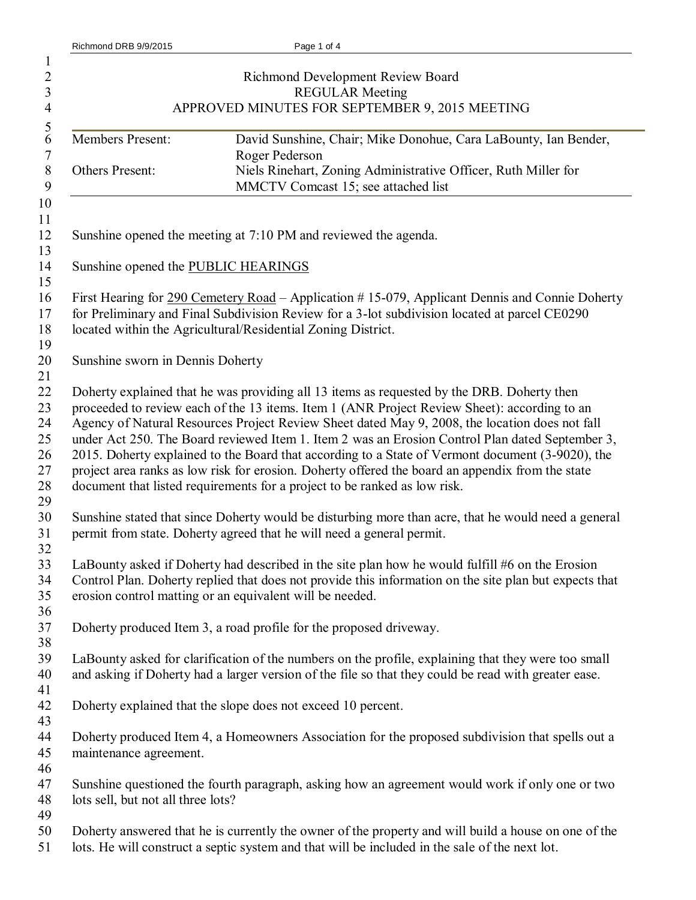# Richmond Development Review Board
## REGULAR Meeting
## APPROVED MINUTES FOR SEPTEMBER 9, 2015 MEETING

| | |
|---|---|
| Members Present: | David Sunshine, Chair; Mike Donohue, Cara LaBounty, Ian Bender, Roger Pederson |
| Others Present: | Niels Rinehart, Zoning Administrative Officer, Ruth Miller for MMCTV Comcast 15; see attached list |

Sunshine opened the meeting at 7:10 PM and reviewed the agenda.

Sunshine opened the PUBLIC HEARINGS

First Hearing for 290 Cemetery Road – Application # 15-079, Applicant Dennis and Connie Doherty for Preliminary and Final Subdivision Review for a 3-lot subdivision located at parcel CE0290 located within the Agricultural/Residential Zoning District.

Sunshine sworn in Dennis Doherty

Doherty explained that he was providing all 13 items as requested by the DRB. Doherty then proceeded to review each of the 13 items. Item 1 (ANR Project Review Sheet): according to an Agency of Natural Resources Project Review Sheet dated May 9, 2008, the location does not fall under Act 250. The Board reviewed Item 1. Item 2 was an Erosion Control Plan dated September 3, 2015. Doherty explained to the Board that according to a State of Vermont document (3-9020), the project area ranks as low risk for erosion. Doherty offered the board an appendix from the state document that listed requirements for a project to be ranked as low risk.

Sunshine stated that since Doherty would be disturbing more than acre, that he would need a general permit from state. Doherty agreed that he will need a general permit.

LaBounty asked if Doherty had described in the site plan how he would fulfill #6 on the Erosion Control Plan. Doherty replied that does not provide this information on the site plan but expects that erosion control matting or an equivalent will be needed.

Doherty produced Item 3, a road profile for the proposed driveway.

LaBounty asked for clarification of the numbers on the profile, explaining that they were too small and asking if Doherty had a larger version of the file so that they could be read with greater ease.

Doherty explained that the slope does not exceed 10 percent.

Doherty produced Item 4, a Homeowners Association for the proposed subdivision that spells out a maintenance agreement.

Sunshine questioned the fourth paragraph, asking how an agreement would work if only one or two lots sell, but not all three lots?

Doherty answered that he is currently the owner of the property and will build a house on one of the lots. He will construct a septic system and that will be included in the sale of the next lot.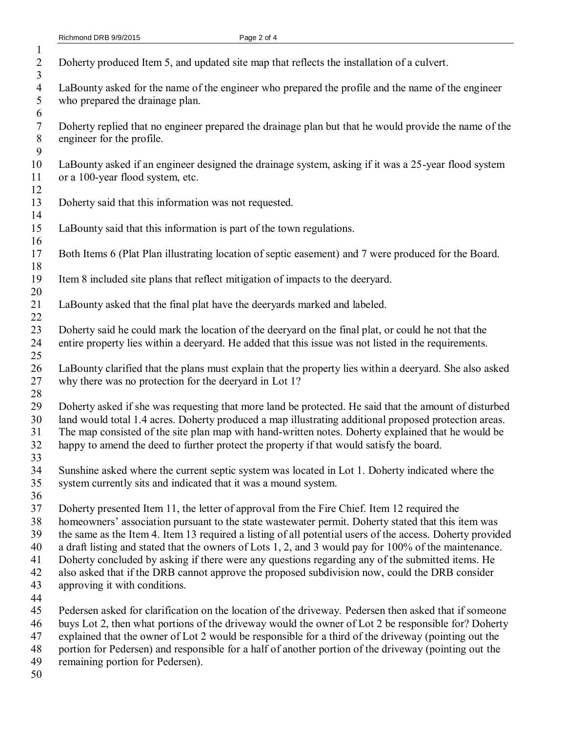Doherty produced Item 5, and updated site map that reflects the installation of a culvert.

LaBounty asked for the name of the engineer who prepared the profile and the name of the engineer who prepared the drainage plan.

Doherty replied that no engineer prepared the drainage plan but that he would provide the name of the engineer for the profile.

LaBounty asked if an engineer designed the drainage system, asking if it was a 25-year flood system or a 100-year flood system, etc.

Doherty said that this information was not requested.

LaBounty said that this information is part of the town regulations.

Both Items 6 (Plat Plan illustrating location of septic easement) and 7 were produced for the Board.

Item 8 included site plans that reflect mitigation of impacts to the deeryard.

LaBounty asked that the final plat have the deeryards marked and labeled.

Doherty said he could mark the location of the deeryard on the final plat, or could he not that the entire property lies within a deeryard. He added that this issue was not listed in the requirements.

LaBounty clarified that the plans must explain that the property lies within a deeryard. She also asked why there was no protection for the deeryard in Lot 1?

Doherty asked if she was requesting that more land be protected. He said that the amount of disturbed land would total 1.4 acres. Doherty produced a map illustrating additional proposed protection areas. The map consisted of the site plan map with hand-written notes. Doherty explained that he would be happy to amend the deed to further protect the property if that would satisfy the board.

Sunshine asked where the current septic system was located in Lot 1. Doherty indicated where the system currently sits and indicated that it was a mound system.

Doherty presented Item 11, the letter of approval from the Fire Chief. Item 12 required the homeowners' association pursuant to the state wastewater permit. Doherty stated that this item was the same as the Item 4. Item 13 required a listing of all potential users of the access. Doherty provided a draft listing and stated that the owners of Lots 1, 2, and 3 would pay for 100% of the maintenance. Doherty concluded by asking if there were any questions regarding any of the submitted items. He also asked that if the DRB cannot approve the proposed subdivision now, could the DRB consider approving it with conditions.

Pedersen asked for clarification on the location of the driveway. Pedersen then asked that if someone buys Lot 2, then what portions of the driveway would the owner of Lot 2 be responsible for? Doherty explained that the owner of Lot 2 would be responsible for a third of the driveway (pointing out the portion for Pedersen) and responsible for a half of another portion of the driveway (pointing out the remaining portion for Pedersen).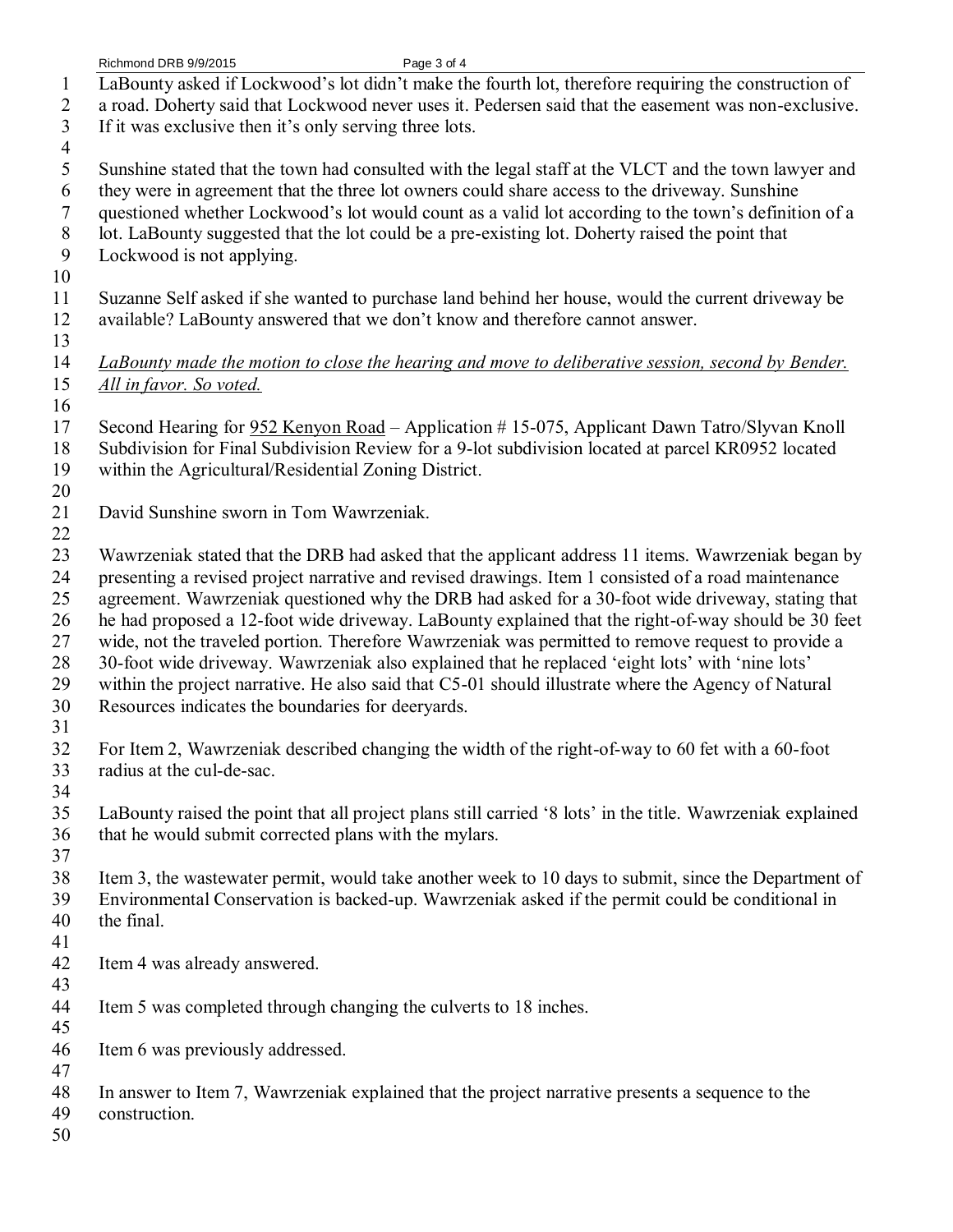LaBounty asked if Lockwood's lot didn't make the fourth lot, therefore requiring the construction of a road. Doherty said that Lockwood never uses it. Pedersen said that the easement was non-exclusive. If it was exclusive then it's only serving three lots.

Sunshine stated that the town had consulted with the legal staff at the VLCT and the town lawyer and they were in agreement that the three lot owners could share access to the driveway. Sunshine questioned whether Lockwood's lot would count as a valid lot according to the town's definition of a lot. LaBounty suggested that the lot could be a pre-existing lot. Doherty raised the point that Lockwood is not applying.

Suzanne Self asked if she wanted to purchase land behind her house, would the current driveway be available? LaBounty answered that we don't know and therefore cannot answer.

*LaBounty made the motion to close the hearing and move to deliberative session, second by Bender. All in favor. So voted.*

Second Hearing for 952 Kenyon Road – Application # 15-075, Applicant Dawn Tatro/Slyvan Knoll Subdivision for Final Subdivision Review for a 9-lot subdivision located at parcel KR0952 located within the Agricultural/Residential Zoning District.

David Sunshine sworn in Tom Wawrzeniak.

Wawrzeniak stated that the DRB had asked that the applicant address 11 items. Wawrzeniak began by presenting a revised project narrative and revised drawings. Item 1 consisted of a road maintenance agreement. Wawrzeniak questioned why the DRB had asked for a 30-foot wide driveway, stating that he had proposed a 12-foot wide driveway. LaBounty explained that the right-of-way should be 30 feet wide, not the traveled portion. Therefore Wawrzeniak was permitted to remove request to provide a 30-foot wide driveway. Wawrzeniak also explained that he replaced 'eight lots' with 'nine lots' within the project narrative. He also said that C5-01 should illustrate where the Agency of Natural Resources indicates the boundaries for deeryards.

For Item 2, Wawrzeniak described changing the width of the right-of-way to 60 fet with a 60-foot radius at the cul-de-sac.

LaBounty raised the point that all project plans still carried '8 lots' in the title. Wawrzeniak explained that he would submit corrected plans with the mylars.

Item 3, the wastewater permit, would take another week to 10 days to submit, since the Department of Environmental Conservation is backed-up. Wawrzeniak asked if the permit could be conditional in the final.

Item 4 was already answered.

Item 5 was completed through changing the culverts to 18 inches.

Item 6 was previously addressed.

In answer to Item 7, Wawrzeniak explained that the project narrative presents a sequence to the construction.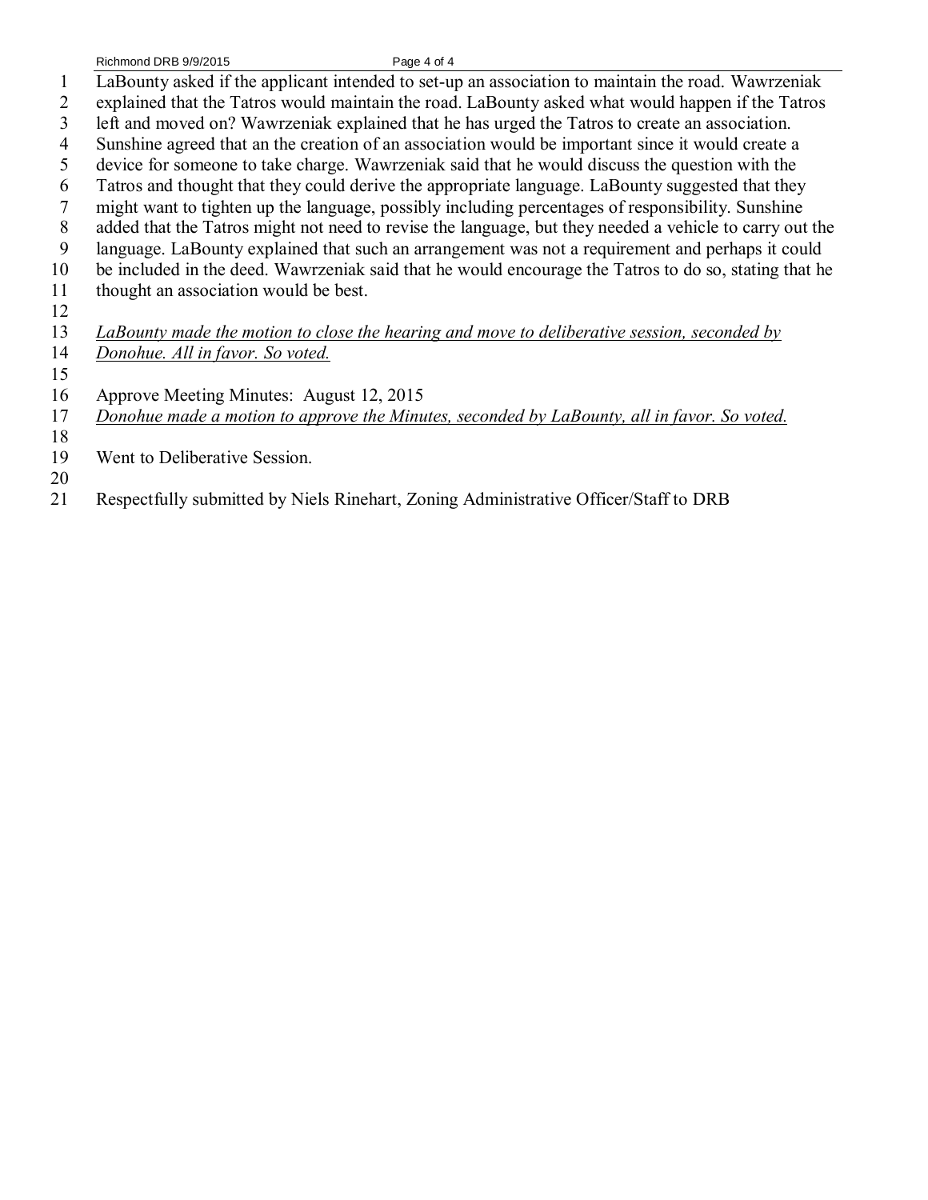LaBounty asked if the applicant intended to set-up an association to maintain the road. Wawrzeniak explained that the Tatros would maintain the road. LaBounty asked what would happen if the Tatros left and moved on? Wawrzeniak explained that he has urged the Tatros to create an association. Sunshine agreed that an the creation of an association would be important since it would create a device for someone to take charge. Wawrzeniak said that he would discuss the question with the Tatros and thought that they could derive the appropriate language. LaBounty suggested that they might want to tighten up the language, possibly including percentages of responsibility. Sunshine added that the Tatros might not need to revise the language, but they needed a vehicle to carry out the language. LaBounty explained that such an arrangement was not a requirement and perhaps it could be included in the deed. Wawrzeniak said that he would encourage the Tatros to do so, stating that he thought an association would be best.

*LaBounty made the motion to close the hearing and move to deliberative session, seconded by Donohue. All in favor. So voted.*

Approve Meeting Minutes: August 12, 2015

*Donohue made a motion to approve the Minutes, seconded by LaBounty, all in favor. So voted.*

Went to Deliberative Session.

Respectfully submitted by Niels Rinehart, Zoning Administrative Officer/Staff to DRB